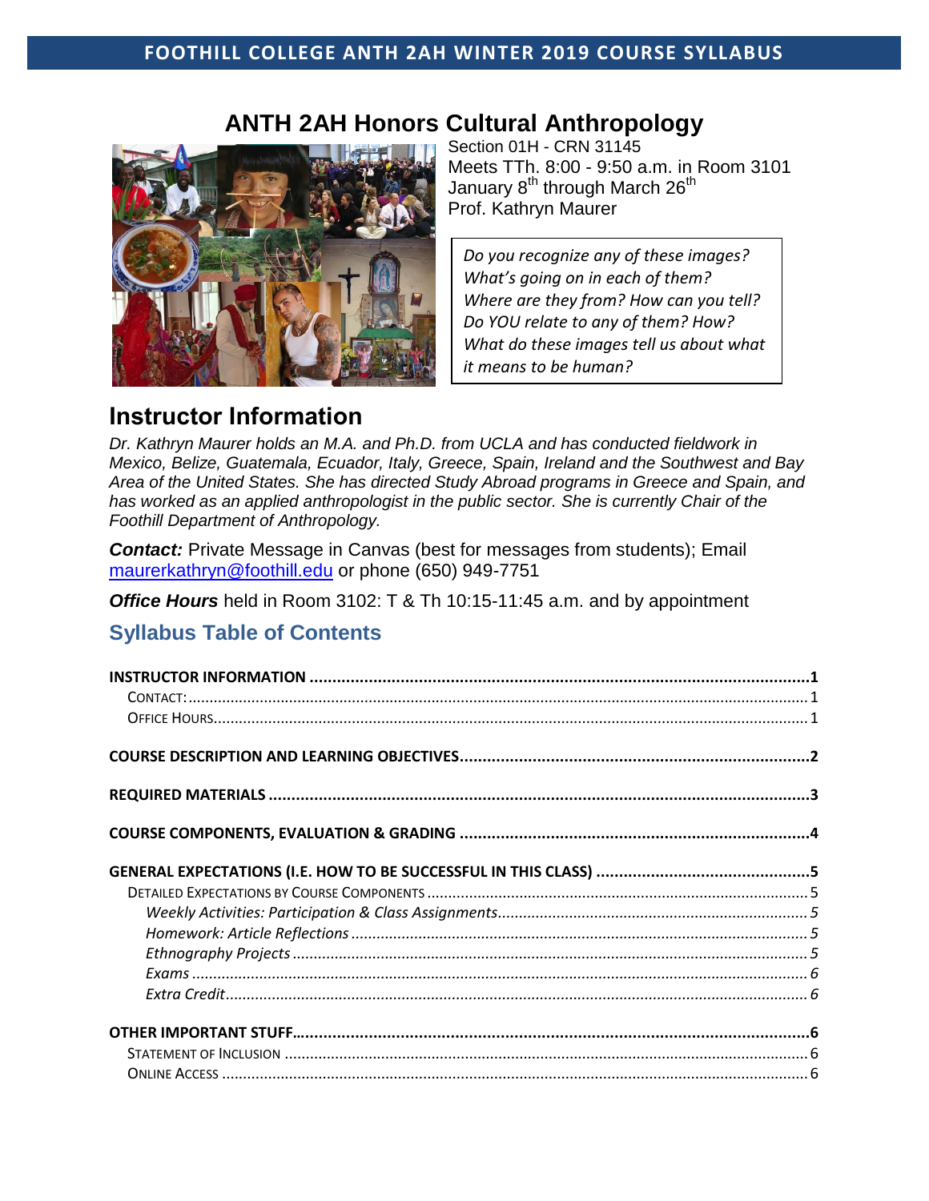# ANTH 2AH Honors Cultural Anthropology

Section 01H - CRN 31145
Meets TTh. 8:00 - 9:50 a.m. in Room 3101
January 8th through March 26th
Prof. Kathryn Maurer

*Do you recognize any of these images?*
*What's going on in each of them?*
*Where are they from? How can you tell?*
*Do YOU relate to any of them? How?*
*What do these images tell us about what it means to be human?*

## Instructor Information

*Dr. Kathryn Maurer holds an M.A. and Ph.D. from UCLA and has conducted fieldwork in Mexico, Belize, Guatemala, Ecuador, Italy, Greece, Spain, Ireland and the Southwest and Bay Area of the United States. She has directed Study Abroad programs in Greece and Spain, and has worked as an applied anthropologist in the public sector. She is currently Chair of the Foothill Department of Anthropology.*

***Contact:*** Private Message in Canvas (best for messages from students); Email maurerkathryn@foothill.edu or phone (650) 949-7751

***Office Hours*** held in Room 3102: T & Th 10:15-11:45 a.m. and by appointment

### Syllabus Table of Contents

**INSTRUCTOR INFORMATION** ..... 1
- CONTACT: ..... 1
- OFFICE HOURS ..... 1

**COURSE DESCRIPTION AND LEARNING OBJECTIVES** ..... 2

**REQUIRED MATERIALS** ..... 3

**COURSE COMPONENTS, EVALUATION & GRADING** ..... 4

**GENERAL EXPECTATIONS (I.E. HOW TO BE SUCCESSFUL IN THIS CLASS)** ..... 5
- DETAILED EXPECTATIONS BY COURSE COMPONENTS ..... 5
  - *Weekly Activities: Participation & Class Assignments* ..... 5
  - *Homework: Article Reflections* ..... 5
  - *Ethnography Projects* ..... 5
  - *Exams* ..... 6
  - *Extra Credit* ..... 6

**OTHER IMPORTANT STUFF** ..... 6
- STATEMENT OF INCLUSION ..... 6
- ONLINE ACCESS ..... 6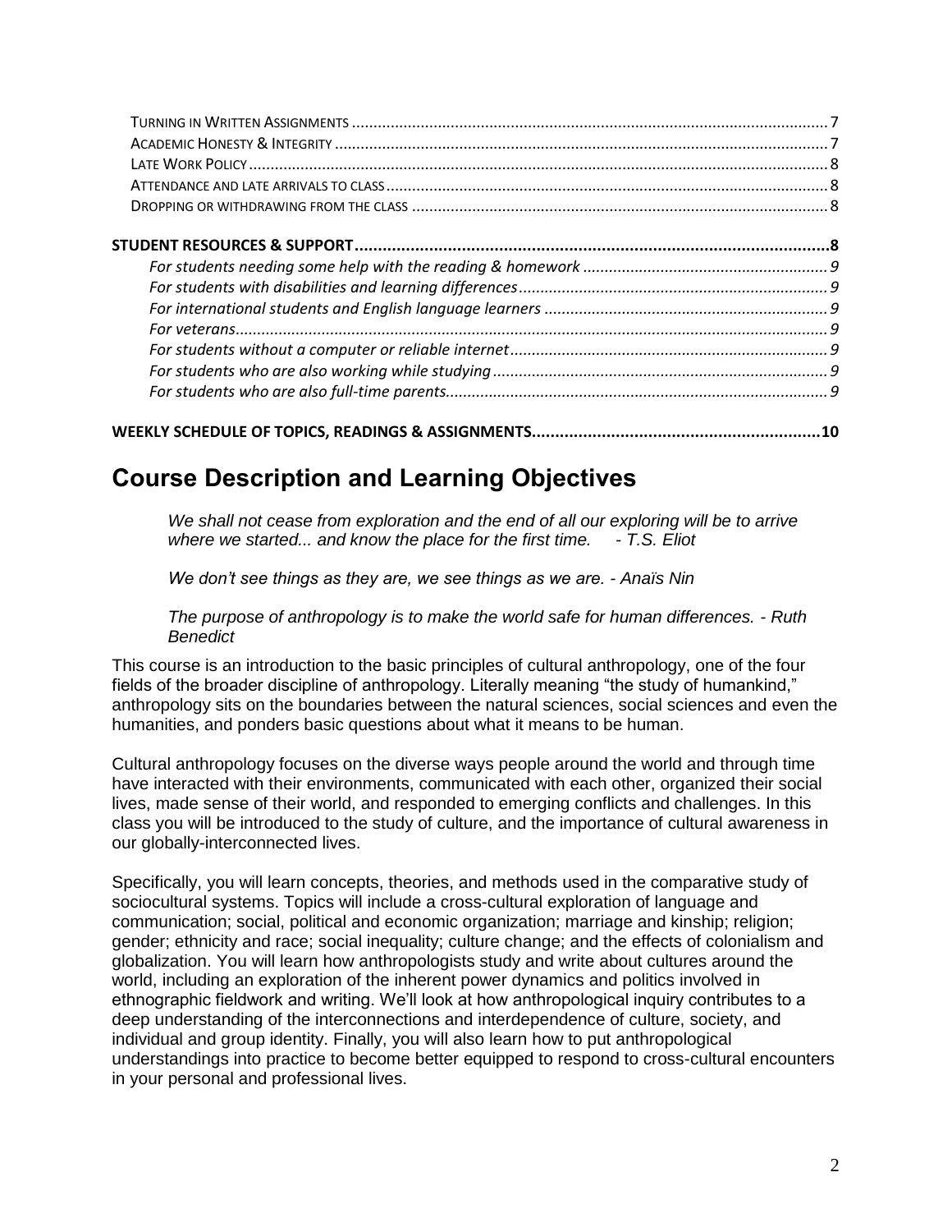Turning in Written Assignments ........................................................ 7
Academic Honesty & Integrity ........................................................ 7
Late Work Policy ........................................................ 8
Attendance and late arrivals to class ........................................................ 8
Dropping or withdrawing from the class ........................................................ 8

**STUDENT RESOURCES & SUPPORT ........................................................ 8**

*For students needing some help with the reading & homework ........................................................ 9*
*For students with disabilities and learning differences ........................................................ 9*
*For international students and English language learners ........................................................ 9*
*For veterans ........................................................ 9*
*For students without a computer or reliable internet ........................................................ 9*
*For students who are also working while studying ........................................................ 9*
*For students who are also full-time parents ........................................................ 9*

**WEEKLY SCHEDULE OF TOPICS, READINGS & ASSIGNMENTS ........................................................ 10**

# Course Description and Learning Objectives

> *We shall not cease from exploration and the end of all our exploring will be to arrive where we started... and know the place for the first time. - T.S. Eliot*
>
> *We don't see things as they are, we see things as we are. - Anaïs Nin*
>
> *The purpose of anthropology is to make the world safe for human differences. - Ruth Benedict*

This course is an introduction to the basic principles of cultural anthropology, one of the four fields of the broader discipline of anthropology. Literally meaning "the study of humankind," anthropology sits on the boundaries between the natural sciences, social sciences and even the humanities, and ponders basic questions about what it means to be human.

Cultural anthropology focuses on the diverse ways people around the world and through time have interacted with their environments, communicated with each other, organized their social lives, made sense of their world, and responded to emerging conflicts and challenges. In this class you will be introduced to the study of culture, and the importance of cultural awareness in our globally-interconnected lives.

Specifically, you will learn concepts, theories, and methods used in the comparative study of sociocultural systems. Topics will include a cross-cultural exploration of language and communication; social, political and economic organization; marriage and kinship; religion; gender; ethnicity and race; social inequality; culture change; and the effects of colonialism and globalization. You will learn how anthropologists study and write about cultures around the world, including an exploration of the inherent power dynamics and politics involved in ethnographic fieldwork and writing. We'll look at how anthropological inquiry contributes to a deep understanding of the interconnections and interdependence of culture, society, and individual and group identity. Finally, you will also learn how to put anthropological understandings into practice to become better equipped to respond to cross-cultural encounters in your personal and professional lives.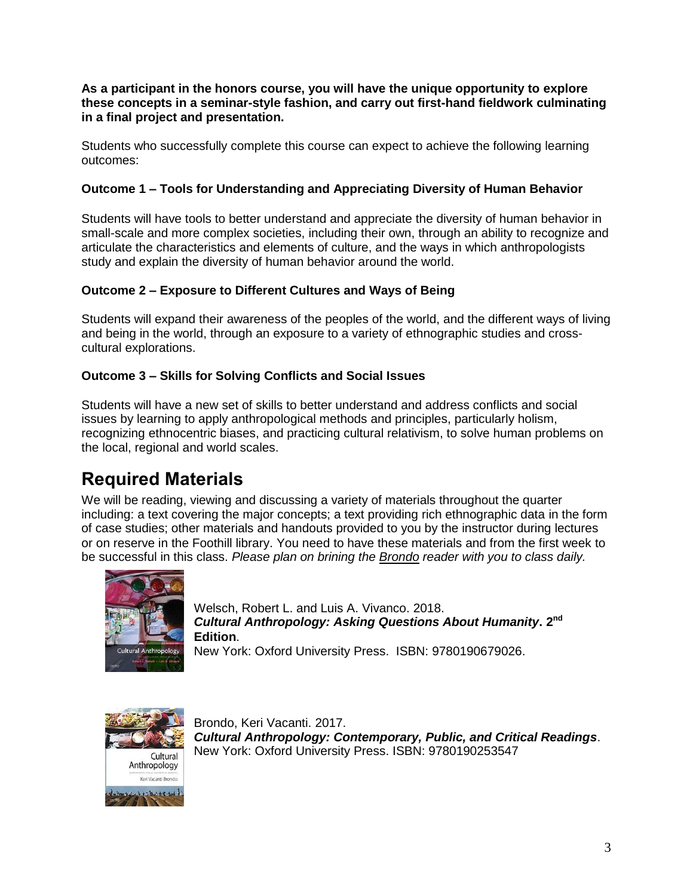**As a participant in the honors course, you will have the unique opportunity to explore these concepts in a seminar-style fashion, and carry out first-hand fieldwork culminating in a final project and presentation.**

Students who successfully complete this course can expect to achieve the following learning outcomes:

**Outcome 1 – Tools for Understanding and Appreciating Diversity of Human Behavior**

Students will have tools to better understand and appreciate the diversity of human behavior in small-scale and more complex societies, including their own, through an ability to recognize and articulate the characteristics and elements of culture, and the ways in which anthropologists study and explain the diversity of human behavior around the world.

**Outcome 2 – Exposure to Different Cultures and Ways of Being**

Students will expand their awareness of the peoples of the world, and the different ways of living and being in the world, through an exposure to a variety of ethnographic studies and cross-cultural explorations.

**Outcome 3 – Skills for Solving Conflicts and Social Issues**

Students will have a new set of skills to better understand and address conflicts and social issues by learning to apply anthropological methods and principles, particularly holism, recognizing ethnocentric biases, and practicing cultural relativism, to solve human problems on the local, regional and world scales.

# Required Materials

We will be reading, viewing and discussing a variety of materials throughout the quarter including: a text covering the major concepts; a text providing rich ethnographic data in the form of case studies; other materials and handouts provided to you by the instructor during lectures or on reserve in the Foothill library. You need to have these materials and from the first week to be successful in this class. *Please plan on brining the Brondo reader with you to class daily.*

Welsch, Robert L. and Luis A. Vivanco. 2018.
***Cultural Anthropology: Asking Questions About Humanity*. 2nd Edition**.
New York: Oxford University Press. ISBN: 9780190679026.

Brondo, Keri Vacanti. 2017.
***Cultural Anthropology: Contemporary, Public, and Critical Readings***.
New York: Oxford University Press. ISBN: 9780190253547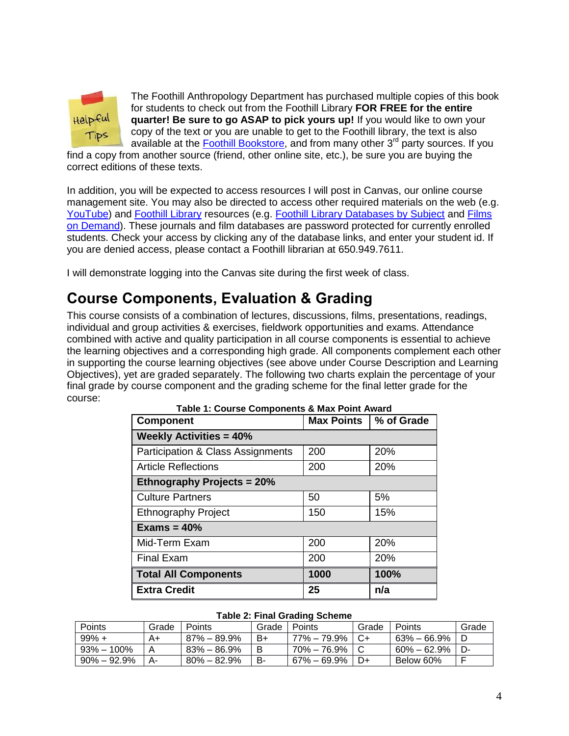The Foothill Anthropology Department has purchased multiple copies of this book for students to check out from the Foothill Library **FOR FREE for the entire quarter! Be sure to go ASAP to pick yours up!** If you would like to own your copy of the text or you are unable to get to the Foothill library, the text is also available at the Foothill Bookstore, and from many other 3rd party sources. If you find a copy from another source (friend, other online site, etc.), be sure you are buying the correct editions of these texts.

In addition, you will be expected to access resources I will post in Canvas, our online course management site. You may also be directed to access other required materials on the web (e.g. YouTube) and Foothill Library resources (e.g. Foothill Library Databases by Subject and Films on Demand). These journals and film databases are password protected for currently enrolled students. Check your access by clicking any of the database links, and enter your student id. If you are denied access, please contact a Foothill librarian at 650.949.7611.

I will demonstrate logging into the Canvas site during the first week of class.

## Course Components, Evaluation & Grading

This course consists of a combination of lectures, discussions, films, presentations, readings, individual and group activities & exercises, fieldwork opportunities and exams. Attendance combined with active and quality participation in all course components is essential to achieve the learning objectives and a corresponding high grade. All components complement each other in supporting the course learning objectives (see above under Course Description and Learning Objectives), yet are graded separately. The following two charts explain the percentage of your final grade by course component and the grading scheme for the final letter grade for the course:

**Table 1: Course Components & Max Point Award**

| Component | Max Points | % of Grade |
|---|---|---|
| **Weekly Activities = 40%** | | |
| Participation & Class Assignments | 200 | 20% |
| Article Reflections | 200 | 20% |
| **Ethnography Projects = 20%** | | |
| Culture Partners | 50 | 5% |
| Ethnography Project | 150 | 15% |
| **Exams = 40%** | | |
| Mid-Term Exam | 200 | 20% |
| Final Exam | 200 | 20% |
| **Total All Components** | **1000** | **100%** |
| **Extra Credit** | **25** | **n/a** |

**Table 2: Final Grading Scheme**

| Points | Grade | Points | Grade | Points | Grade | Points | Grade |
|---|---|---|---|---|---|---|---|
| 99% + | A+ | 87% – 89.9% | B+ | 77% – 79.9% | C+ | 63% – 66.9% | D |
| 93% – 100% | A | 83% – 86.9% | B | 70% – 76.9% | C | 60% – 62.9% | D- |
| 90% – 92.9% | A- | 80% – 82.9% | B- | 67% – 69.9% | D+ | Below 60% | F |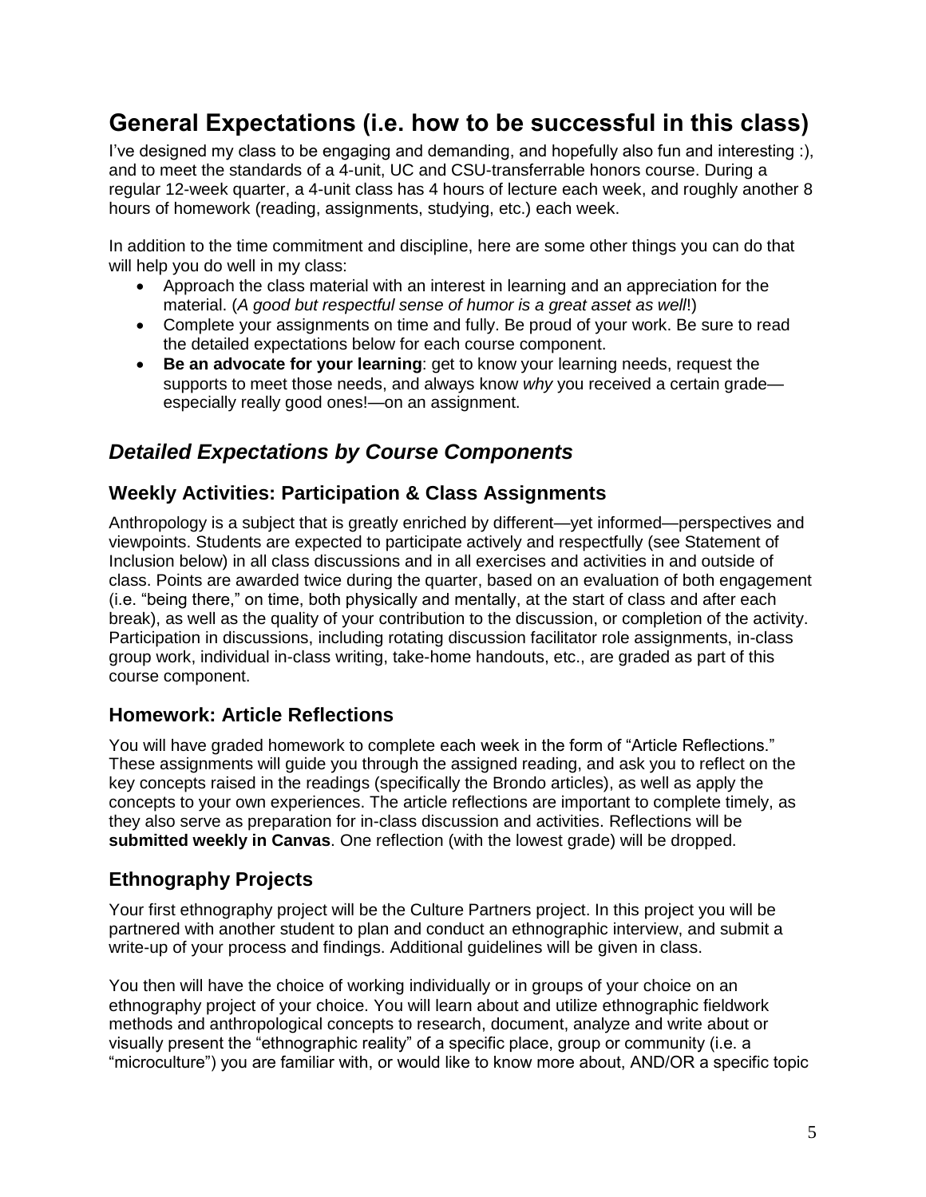# General Expectations (i.e. how to be successful in this class)

I've designed my class to be engaging and demanding, and hopefully also fun and interesting :), and to meet the standards of a 4-unit, UC and CSU-transferrable honors course. During a regular 12-week quarter, a 4-unit class has 4 hours of lecture each week, and roughly another 8 hours of homework (reading, assignments, studying, etc.) each week.

In addition to the time commitment and discipline, here are some other things you can do that will help you do well in my class:

- Approach the class material with an interest in learning and an appreciation for the material. (*A good but respectful sense of humor is a great asset as well*!)
- Complete your assignments on time and fully. Be proud of your work. Be sure to read the detailed expectations below for each course component.
- **Be an advocate for your learning**: get to know your learning needs, request the supports to meet those needs, and always know *why* you received a certain grade—especially really good ones!—on an assignment.

## *Detailed Expectations by Course Components*

### Weekly Activities: Participation & Class Assignments

Anthropology is a subject that is greatly enriched by different—yet informed—perspectives and viewpoints. Students are expected to participate actively and respectfully (see Statement of Inclusion below) in all class discussions and in all exercises and activities in and outside of class. Points are awarded twice during the quarter, based on an evaluation of both engagement (i.e. "being there," on time, both physically and mentally, at the start of class and after each break), as well as the quality of your contribution to the discussion, or completion of the activity. Participation in discussions, including rotating discussion facilitator role assignments, in-class group work, individual in-class writing, take-home handouts, etc., are graded as part of this course component.

### Homework: Article Reflections

You will have graded homework to complete each week in the form of "Article Reflections." These assignments will guide you through the assigned reading, and ask you to reflect on the key concepts raised in the readings (specifically the Brondo articles), as well as apply the concepts to your own experiences. The article reflections are important to complete timely, as they also serve as preparation for in-class discussion and activities. Reflections will be **submitted weekly in Canvas**. One reflection (with the lowest grade) will be dropped.

### Ethnography Projects

Your first ethnography project will be the Culture Partners project. In this project you will be partnered with another student to plan and conduct an ethnographic interview, and submit a write-up of your process and findings. Additional guidelines will be given in class.

You then will have the choice of working individually or in groups of your choice on an ethnography project of your choice. You will learn about and utilize ethnographic fieldwork methods and anthropological concepts to research, document, analyze and write about or visually present the "ethnographic reality" of a specific place, group or community (i.e. a "microculture") you are familiar with, or would like to know more about, AND/OR a specific topic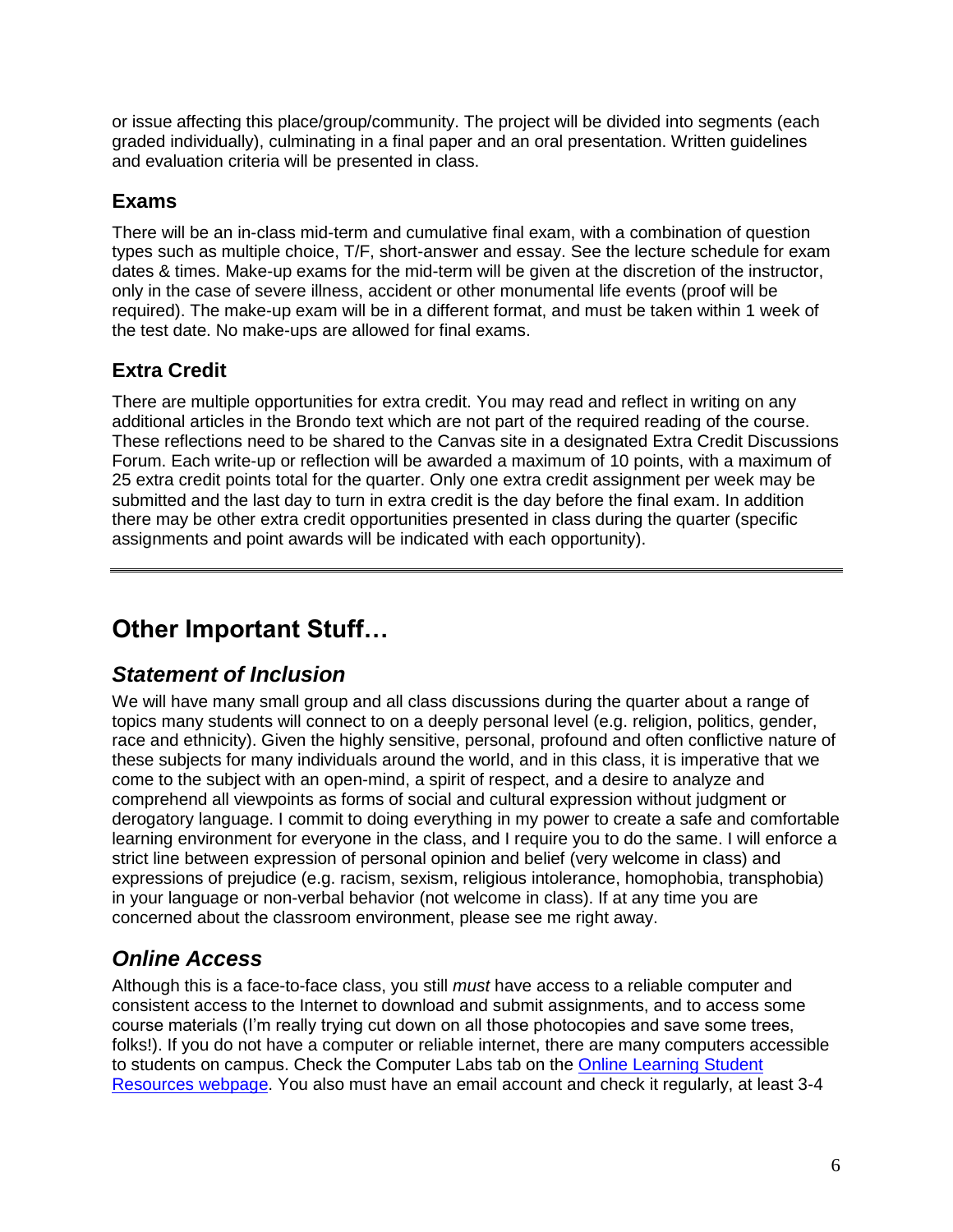or issue affecting this place/group/community. The project will be divided into segments (each graded individually), culminating in a final paper and an oral presentation. Written guidelines and evaluation criteria will be presented in class.

### Exams

There will be an in-class mid-term and cumulative final exam, with a combination of question types such as multiple choice, T/F, short-answer and essay. See the lecture schedule for exam dates & times. Make-up exams for the mid-term will be given at the discretion of the instructor, only in the case of severe illness, accident or other monumental life events (proof will be required). The make-up exam will be in a different format, and must be taken within 1 week of the test date. No make-ups are allowed for final exams.

### Extra Credit

There are multiple opportunities for extra credit. You may read and reflect in writing on any additional articles in the Brondo text which are not part of the required reading of the course. These reflections need to be shared to the Canvas site in a designated Extra Credit Discussions Forum. Each write-up or reflection will be awarded a maximum of 10 points, with a maximum of 25 extra credit points total for the quarter. Only one extra credit assignment per week may be submitted and the last day to turn in extra credit is the day before the final exam. In addition there may be other extra credit opportunities presented in class during the quarter (specific assignments and point awards will be indicated with each opportunity).

---

## Other Important Stuff…

### *Statement of Inclusion*

We will have many small group and all class discussions during the quarter about a range of topics many students will connect to on a deeply personal level (e.g. religion, politics, gender, race and ethnicity). Given the highly sensitive, personal, profound and often conflictive nature of these subjects for many individuals around the world, and in this class, it is imperative that we come to the subject with an open-mind, a spirit of respect, and a desire to analyze and comprehend all viewpoints as forms of social and cultural expression without judgment or derogatory language. I commit to doing everything in my power to create a safe and comfortable learning environment for everyone in the class, and I require you to do the same. I will enforce a strict line between expression of personal opinion and belief (very welcome in class) and expressions of prejudice (e.g. racism, sexism, religious intolerance, homophobia, transphobia) in your language or non-verbal behavior (not welcome in class). If at any time you are concerned about the classroom environment, please see me right away.

### *Online Access*

Although this is a face-to-face class, you still *must* have access to a reliable computer and consistent access to the Internet to download and submit assignments, and to access some course materials (I'm really trying cut down on all those photocopies and save some trees, folks!). If you do not have a computer or reliable internet, there are many computers accessible to students on campus. Check the Computer Labs tab on the [Online Learning Student Resources webpage](). You also must have an email account and check it regularly, at least 3-4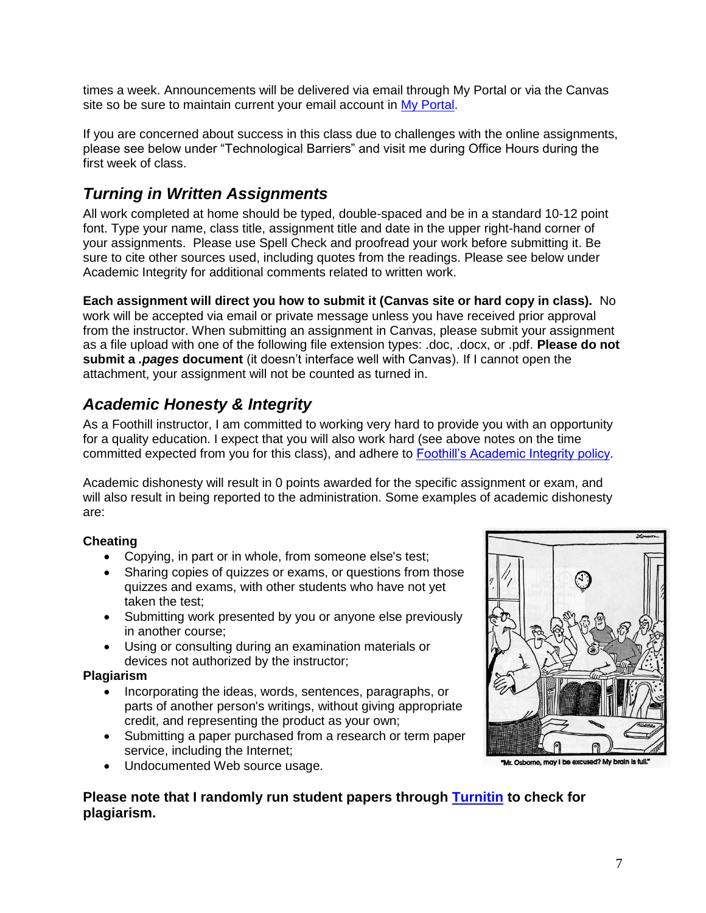times a week. Announcements will be delivered via email through My Portal or via the Canvas site so be sure to maintain current your email account in [My Portal](My Portal).

If you are concerned about success in this class due to challenges with the online assignments, please see below under "Technological Barriers" and visit me during Office Hours during the first week of class.

## *Turning in Written Assignments*

All work completed at home should be typed, double-spaced and be in a standard 10-12 point font. Type your name, class title, assignment title and date in the upper right-hand corner of your assignments. Please use Spell Check and proofread your work before submitting it. Be sure to cite other sources used, including quotes from the readings. Please see below under Academic Integrity for additional comments related to written work.

**Each assignment will direct you how to submit it (Canvas site or hard copy in class).** No work will be accepted via email or private message unless you have received prior approval from the instructor. When submitting an assignment in Canvas, please submit your assignment as a file upload with one of the following file extension types: .doc, .docx, or .pdf. **Please do not submit a *.pages* document** (it doesn't interface well with Canvas). If I cannot open the attachment, your assignment will not be counted as turned in.

## *Academic Honesty & Integrity*

As a Foothill instructor, I am committed to working very hard to provide you with an opportunity for a quality education. I expect that you will also work hard (see above notes on the time committed expected from you for this class), and adhere to Foothill's Academic Integrity policy.

Academic dishonesty will result in 0 points awarded for the specific assignment or exam, and will also result in being reported to the administration. Some examples of academic dishonesty are:

**Cheating**

- Copying, in part or in whole, from someone else's test;
- Sharing copies of quizzes or exams, or questions from those quizzes and exams, with other students who have not yet taken the test;
- Submitting work presented by you or anyone else previously in another course;
- Using or consulting during an examination materials or devices not authorized by the instructor;

**Plagiarism**

- Incorporating the ideas, words, sentences, paragraphs, or parts of another person's writings, without giving appropriate credit, and representing the product as your own;
- Submitting a paper purchased from a research or term paper service, including the Internet;
- Undocumented Web source usage.

"Mr. Osborne, may I be excused? My brain is full."

**Please note that I randomly run student papers through Turnitin to check for plagiarism.**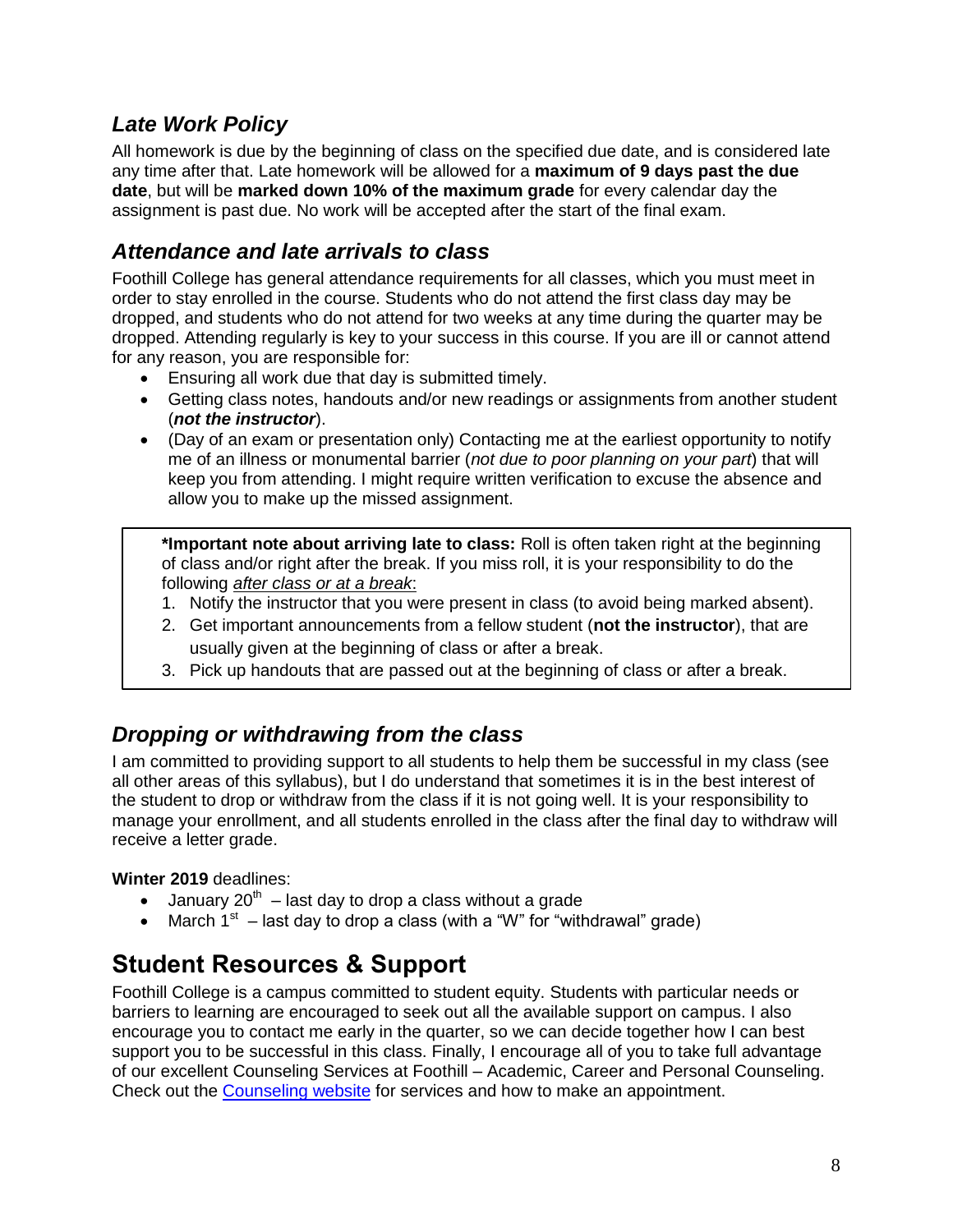### *Late Work Policy*

All homework is due by the beginning of class on the specified due date, and is considered late any time after that. Late homework will be allowed for a **maximum of 9 days past the due date**, but will be **marked down 10% of the maximum grade** for every calendar day the assignment is past due. No work will be accepted after the start of the final exam.

### *Attendance and late arrivals to class*

Foothill College has general attendance requirements for all classes, which you must meet in order to stay enrolled in the course. Students who do not attend the first class day may be dropped, and students who do not attend for two weeks at any time during the quarter may be dropped. Attending regularly is key to your success in this course. If you are ill or cannot attend for any reason, you are responsible for:

- Ensuring all work due that day is submitted timely.
- Getting class notes, handouts and/or new readings or assignments from another student (***not the instructor***).
- (Day of an exam or presentation only) Contacting me at the earliest opportunity to notify me of an illness or monumental barrier (*not due to poor planning on your part*) that will keep you from attending. I might require written verification to excuse the absence and allow you to make up the missed assignment.

> **\*Important note about arriving late to class:** Roll is often taken right at the beginning of class and/or right after the break. If you miss roll, it is your responsibility to do the following *after class or at a break*:
>
> 1. Notify the instructor that you were present in class (to avoid being marked absent).
> 2. Get important announcements from a fellow student (**not the instructor**), that are usually given at the beginning of class or after a break.
> 3. Pick up handouts that are passed out at the beginning of class or after a break.

### *Dropping or withdrawing from the class*

I am committed to providing support to all students to help them be successful in my class (see all other areas of this syllabus), but I do understand that sometimes it is in the best interest of the student to drop or withdraw from the class if it is not going well. It is your responsibility to manage your enrollment, and all students enrolled in the class after the final day to withdraw will receive a letter grade.

**Winter 2019** deadlines:

- January 20th – last day to drop a class without a grade
- March 1st – last day to drop a class (with a "W" for "withdrawal" grade)

## Student Resources & Support

Foothill College is a campus committed to student equity. Students with particular needs or barriers to learning are encouraged to seek out all the available support on campus. I also encourage you to contact me early in the quarter, so we can decide together how I can best support you to be successful in this class. Finally, I encourage all of you to take full advantage of our excellent Counseling Services at Foothill – Academic, Career and Personal Counseling. Check out the Counseling website for services and how to make an appointment.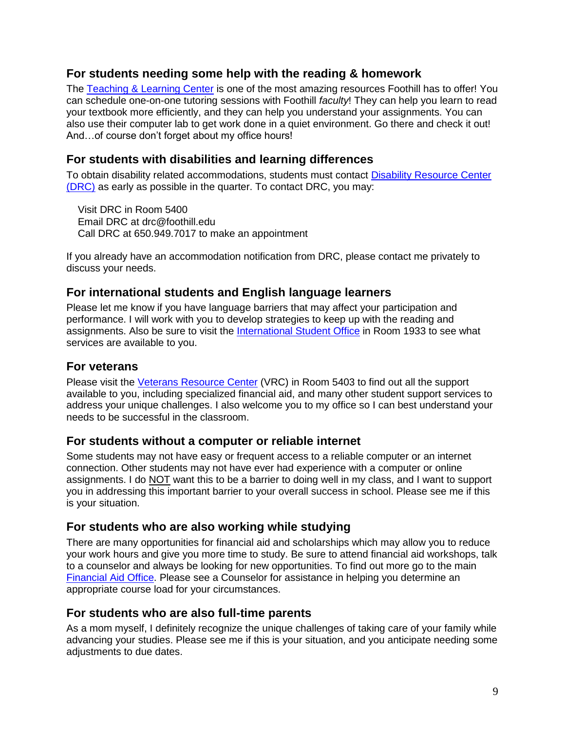### For students needing some help with the reading & homework

The Teaching & Learning Center is one of the most amazing resources Foothill has to offer! You can schedule one-on-one tutoring sessions with Foothill *faculty*! They can help you learn to read your textbook more efficiently, and they can help you understand your assignments. You can also use their computer lab to get work done in a quiet environment. Go there and check it out! And…of course don't forget about my office hours!

### For students with disabilities and learning differences

To obtain disability related accommodations, students must contact Disability Resource Center (DRC) as early as possible in the quarter. To contact DRC, you may:

Visit DRC in Room 5400
Email DRC at drc@foothill.edu
Call DRC at 650.949.7017 to make an appointment

If you already have an accommodation notification from DRC, please contact me privately to discuss your needs.

### For international students and English language learners

Please let me know if you have language barriers that may affect your participation and performance. I will work with you to develop strategies to keep up with the reading and assignments. Also be sure to visit the International Student Office in Room 1933 to see what services are available to you.

### For veterans

Please visit the Veterans Resource Center (VRC) in Room 5403 to find out all the support available to you, including specialized financial aid, and many other student support services to address your unique challenges. I also welcome you to my office so I can best understand your needs to be successful in the classroom.

### For students without a computer or reliable internet

Some students may not have easy or frequent access to a reliable computer or an internet connection. Other students may not have ever had experience with a computer or online assignments. I do NOT want this to be a barrier to doing well in my class, and I want to support you in addressing this important barrier to your overall success in school. Please see me if this is your situation.

### For students who are also working while studying

There are many opportunities for financial aid and scholarships which may allow you to reduce your work hours and give you more time to study. Be sure to attend financial aid workshops, talk to a counselor and always be looking for new opportunities. To find out more go to the main Financial Aid Office. Please see a Counselor for assistance in helping you determine an appropriate course load for your circumstances.

### For students who are also full-time parents

As a mom myself, I definitely recognize the unique challenges of taking care of your family while advancing your studies. Please see me if this is your situation, and you anticipate needing some adjustments to due dates.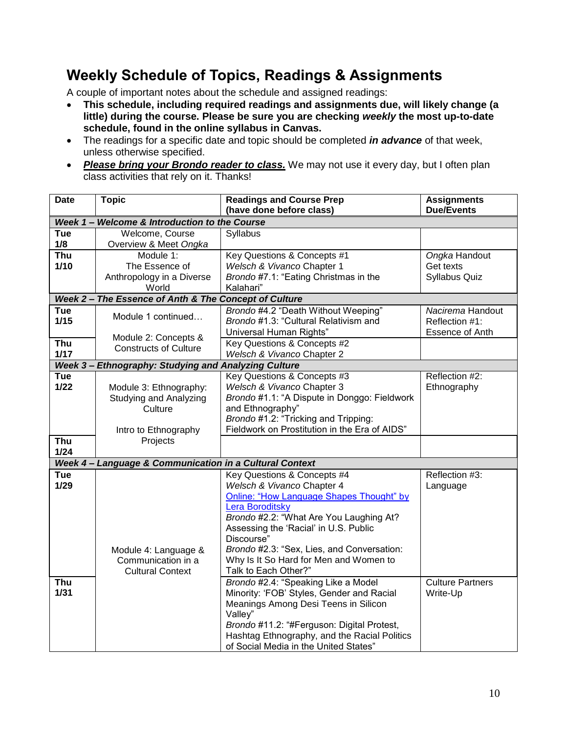## Weekly Schedule of Topics, Readings & Assignments

A couple of important notes about the schedule and assigned readings:

- **This schedule, including required readings and assignments due, will likely change (a little) during the course. Please be sure you are checking *weekly* the most up-to-date schedule, found in the online syllabus in Canvas.**
- The readings for a specific date and topic should be completed ***in advance*** of that week, unless otherwise specified.
- ***Please bring your Brondo reader to class.*** We may not use it every day, but I often plan class activities that rely on it. Thanks!

| Date | Topic | Readings and Course Prep (have done before class) | Assignments Due/Events |
|---|---|---|---|
| ***Week 1 – Welcome & Introduction to the Course*** | | | |
| **Tue 1/8** | Welcome, Course Overview & Meet *Ongka* | Syllabus | |
| **Thu 1/10** | Module 1: The Essence of Anthropology in a Diverse World | Key Questions & Concepts #1<br>*Welsch & Vivanco* Chapter 1<br>*Brondo* #7.1: "Eating Christmas in the Kalahari" | *Ongka* Handout<br>Get texts<br>Syllabus Quiz |
| ***Week 2 – The Essence of Anth & The Concept of Culture*** | | | |
| **Tue 1/15** | Module 1 continued… | *Brondo* #4.2 "Death Without Weeping"<br>*Brondo* #1.3: "Cultural Relativism and Universal Human Rights" | *Nacirema* Handout<br>Reflection #1: Essence of Anth |
| **Thu 1/17** | Module 2: Concepts & Constructs of Culture | Key Questions & Concepts #2<br>*Welsch & Vivanco* Chapter 2 | |
| ***Week 3 – Ethnography: Studying and Analyzing Culture*** | | | |
| **Tue 1/22** | Module 3: Ethnography: Studying and Analyzing Culture<br><br>Intro to Ethnography Projects | Key Questions & Concepts #3<br>*Welsch & Vivanco* Chapter 3<br>*Brondo* #1.1: "A Dispute in Donggo: Fieldwork and Ethnography"<br>*Brondo* #1.2: "Tricking and Tripping: Fieldwork on Prostitution in the Era of AIDS" | Reflection #2: Ethnography |
| **Thu 1/24** | | | |
| ***Week 4 – Language & Communication in a Cultural Context*** | | | |
| **Tue 1/29** | Module 4: Language & Communication in a Cultural Context | Key Questions & Concepts #4<br>*Welsch & Vivanco* Chapter 4<br>Online: "How Language Shapes Thought" by Lera Boroditsky<br>*Brondo* #2.2: "What Are You Laughing At? Assessing the 'Racial' in U.S. Public Discourse"<br>*Brondo* #2.3: "Sex, Lies, and Conversation: Why Is It So Hard for Men and Women to Talk to Each Other?" | Reflection #3: Language |
| **Thu 1/31** | | *Brondo* #2.4: "Speaking Like a Model Minority: 'FOB' Styles, Gender and Racial Meanings Among Desi Teens in Silicon Valley"<br>*Brondo* #11.2: "#Ferguson: Digital Protest, Hashtag Ethnography, and the Racial Politics of Social Media in the United States" | Culture Partners Write-Up |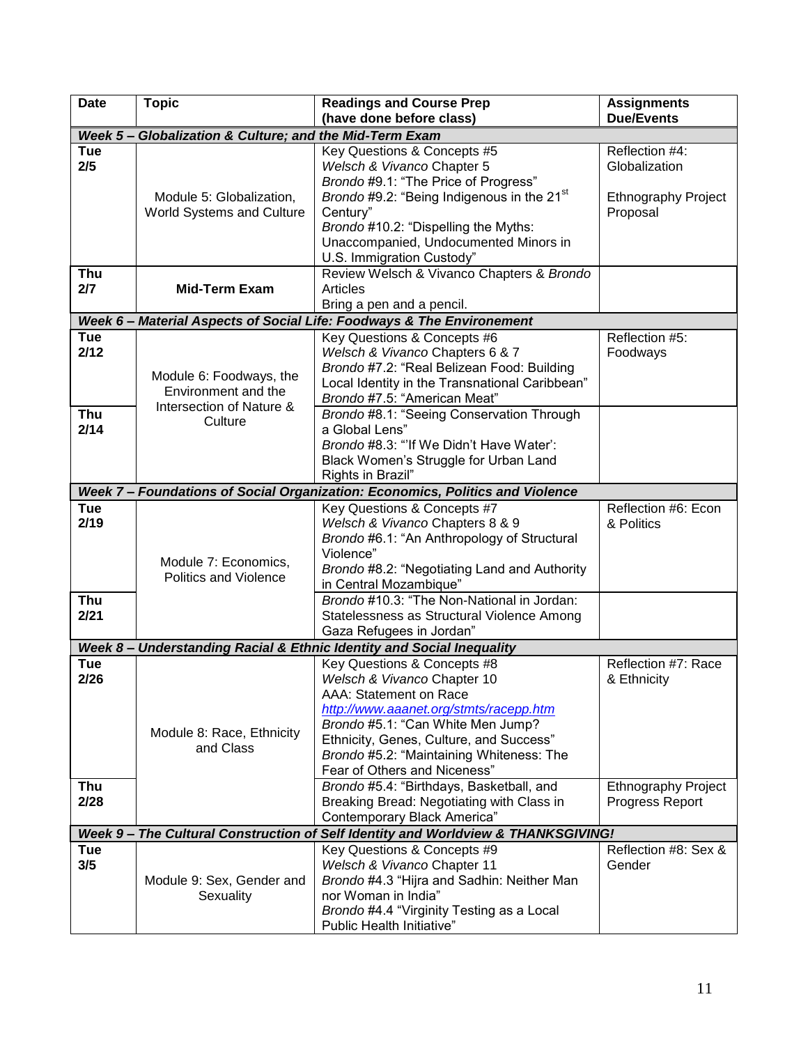| Date | Topic | Readings and Course Prep (have done before class) | Assignments Due/Events |
|---|---|---|---|
| ***Week 5 – Globalization & Culture; and the Mid-Term Exam*** | | | |
| **Tue 2/5** | Module 5: Globalization, World Systems and Culture | Key Questions & Concepts #5<br>*Welsch & Vivanco* Chapter 5<br>*Brondo* #9.1: "The Price of Progress"<br>*Brondo* #9.2: "Being Indigenous in the 21st Century"<br>*Brondo* #10.2: "Dispelling the Myths: Unaccompanied, Undocumented Minors in U.S. Immigration Custody" | Reflection #4: Globalization<br><br>Ethnography Project Proposal |
| **Thu 2/7** | **Mid-Term Exam** | Review Welsch & Vivanco Chapters & *Brondo* Articles<br>Bring a pen and a pencil. | |
| ***Week 6 – Material Aspects of Social Life: Foodways & The Environement*** | | | |
| **Tue 2/12** | Module 6: Foodways, the Environment and the Intersection of Nature & Culture | Key Questions & Concepts #6<br>*Welsch & Vivanco* Chapters 6 & 7<br>*Brondo* #7.2: "Real Belizean Food: Building Local Identity in the Transnational Caribbean"<br>*Brondo* #7.5: "American Meat" | Reflection #5: Foodways |
| **Thu 2/14** | | *Brondo* #8.1: "Seeing Conservation Through a Global Lens"<br>*Brondo* #8.3: "'If We Didn't Have Water': Black Women's Struggle for Urban Land Rights in Brazil" | |
| ***Week 7 – Foundations of Social Organization: Economics, Politics and Violence*** | | | |
| **Tue 2/19** | Module 7: Economics, Politics and Violence | Key Questions & Concepts #7<br>*Welsch & Vivanco* Chapters 8 & 9<br>*Brondo* #6.1: "An Anthropology of Structural Violence"<br>*Brondo* #8.2: "Negotiating Land and Authority in Central Mozambique" | Reflection #6: Econ & Politics |
| **Thu 2/21** | | *Brondo* #10.3: "The Non-National in Jordan: Statelessness as Structural Violence Among Gaza Refugees in Jordan" | |
| ***Week 8 – Understanding Racial & Ethnic Identity and Social Inequality*** | | | |
| **Tue 2/26** | Module 8: Race, Ethnicity and Class | Key Questions & Concepts #8<br>*Welsch & Vivanco* Chapter 10<br>AAA: Statement on Race<br>http://www.aaanet.org/stmts/racepp.htm<br>*Brondo* #5.1: "Can White Men Jump? Ethnicity, Genes, Culture, and Success"<br>*Brondo* #5.2: "Maintaining Whiteness: The Fear of Others and Niceness" | Reflection #7: Race & Ethnicity |
| **Thu 2/28** | | *Brondo* #5.4: "Birthdays, Basketball, and Breaking Bread: Negotiating with Class in Contemporary Black America" | Ethnography Project Progress Report |
| ***Week 9 – The Cultural Construction of Self Identity and Worldview & THANKSGIVING!*** | | | |
| **Tue 3/5** | Module 9: Sex, Gender and Sexuality | Key Questions & Concepts #9<br>*Welsch & Vivanco* Chapter 11<br>*Brondo* #4.3 "Hijra and Sadhin: Neither Man nor Woman in India"<br>*Brondo* #4.4 "Virginity Testing as a Local Public Health Initiative" | Reflection #8: Sex & Gender |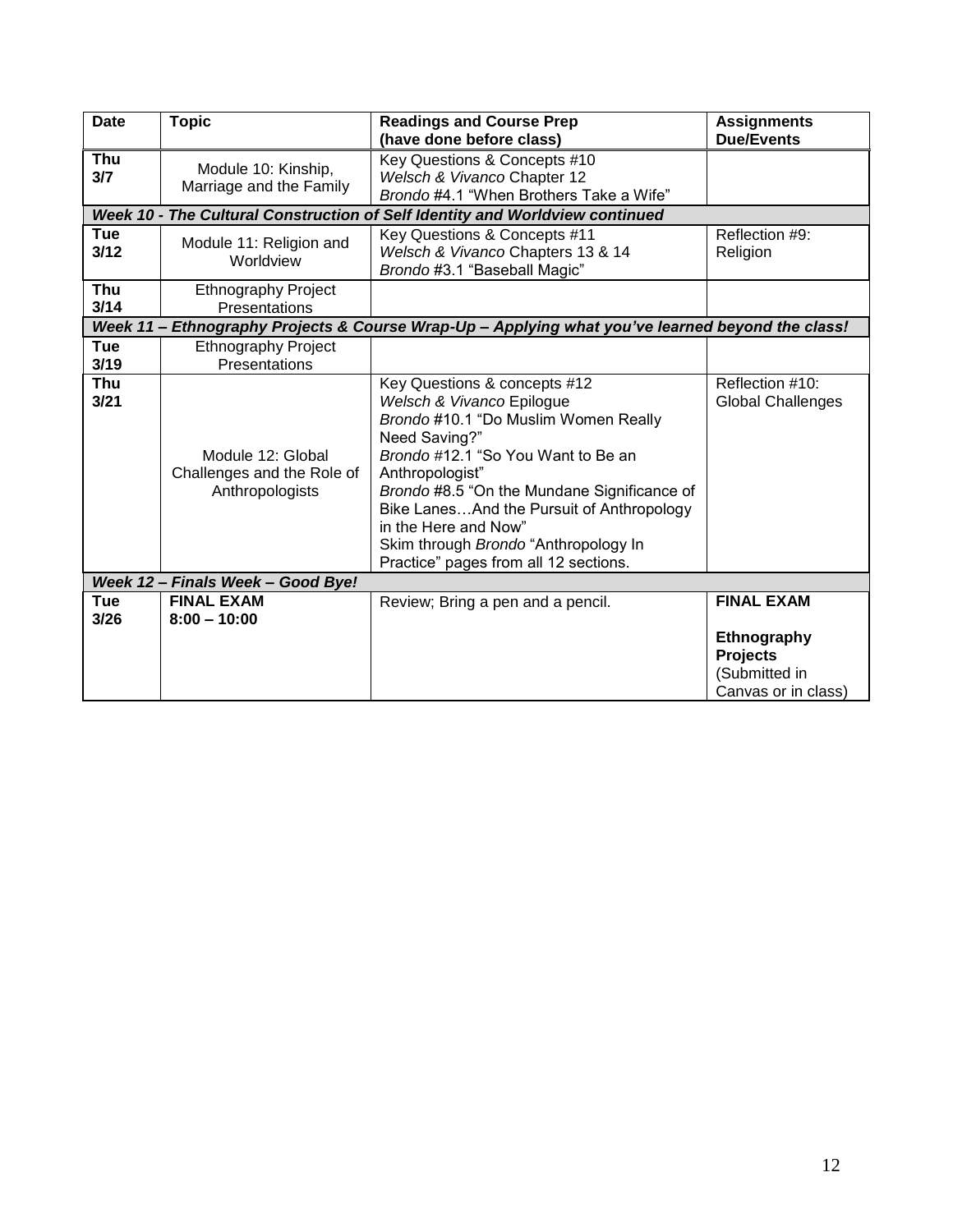| **Date** | **Topic** | **Readings and Course Prep (have done before class)** | **Assignments Due/Events** |
|---|---|---|---|
| **Thu 3/7** | Module 10: Kinship, Marriage and the Family | Key Questions & Concepts #10<br>*Welsch & Vivanco* Chapter 12<br>*Brondo* #4.1 "When Brothers Take a Wife" | |
| ***Week 10 - The Cultural Construction of Self Identity and Worldview continued*** | | | |
| **Tue 3/12** | Module 11: Religion and Worldview | Key Questions & Concepts #11<br>*Welsch & Vivanco* Chapters 13 & 14<br>*Brondo* #3.1 "Baseball Magic" | Reflection #9: Religion |
| **Thu 3/14** | Ethnography Project Presentations | | |
| ***Week 11 – Ethnography Projects & Course Wrap-Up – Applying what you've learned beyond the class!*** | | | |
| **Tue 3/19** | Ethnography Project Presentations | | |
| **Thu 3/21** | Module 12: Global Challenges and the Role of Anthropologists | Key Questions & concepts #12<br>*Welsch & Vivanco* Epilogue<br>*Brondo* #10.1 "Do Muslim Women Really Need Saving?"<br>*Brondo* #12.1 "So You Want to Be an Anthropologist"<br>*Brondo* #8.5 "On the Mundane Significance of Bike Lanes…And the Pursuit of Anthropology in the Here and Now"<br>Skim through *Brondo* "Anthropology In Practice" pages from all 12 sections. | Reflection #10: Global Challenges |
| ***Week 12 – Finals Week – Good Bye!*** | | | |
| **Tue 3/26** | **FINAL EXAM 8:00 – 10:00** | Review; Bring a pen and a pencil. | **FINAL EXAM**<br><br>**Ethnography Projects** (Submitted in Canvas or in class) |